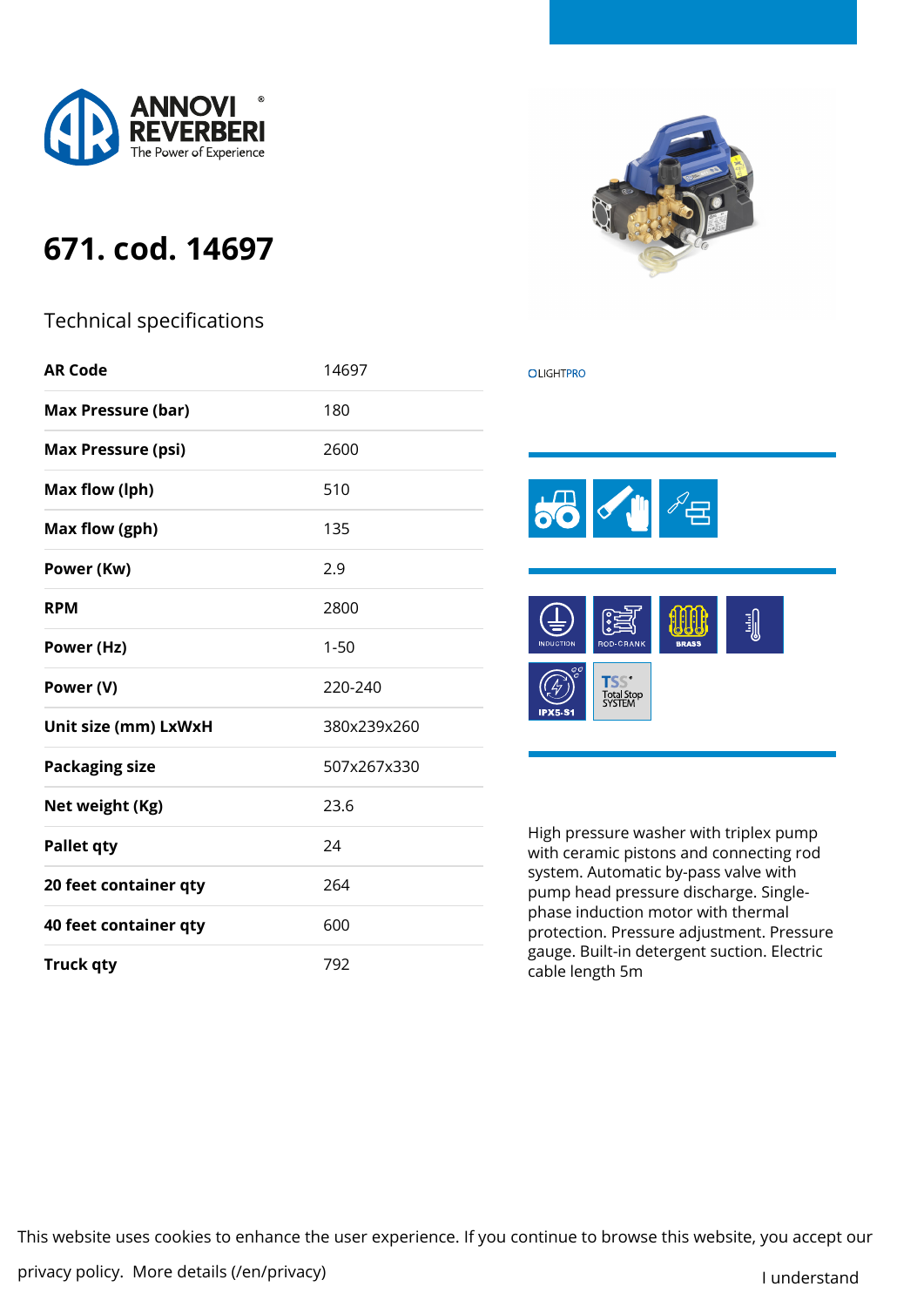ANNOVI REVERBERI
The Power of Experience

# 671. cod. 14697

## Technical specifications

| | |
|---|---|
| **AR Code** | 14697 |
| **Max Pressure (bar)** | 180 |
| **Max Pressure (psi)** | 2600 |
| **Max flow (lph)** | 510 |
| **Max flow (gph)** | 135 |
| **Power (Kw)** | 2.9 |
| **RPM** | 2800 |
| **Power (Hz)** | 1-50 |
| **Power (V)** | 220-240 |
| **Unit size (mm) LxWxH** | 380x239x260 |
| **Packaging size** | 507x267x330 |
| **Net weight (Kg)** | 23.6 |
| **Pallet qty** | 24 |
| **20 feet container qty** | 264 |
| **40 feet container qty** | 600 |
| **Truck qty** | 792 |

LIGHTPRO

INDUCTION ROD-CRANK BRASS IPX5-S1 TSS Total Stop SYSTEM

High pressure washer with triplex pump with ceramic pistons and connecting rod system. Automatic by-pass valve with pump head pressure discharge. Single-phase induction motor with thermal protection. Pressure adjustment. Pressure gauge. Built-in detergent suction. Electric cable length 5m

This website uses cookies to enhance the user experience. If you continue to browse this website, you accept our privacy policy. More details (/en/privacy)

I understand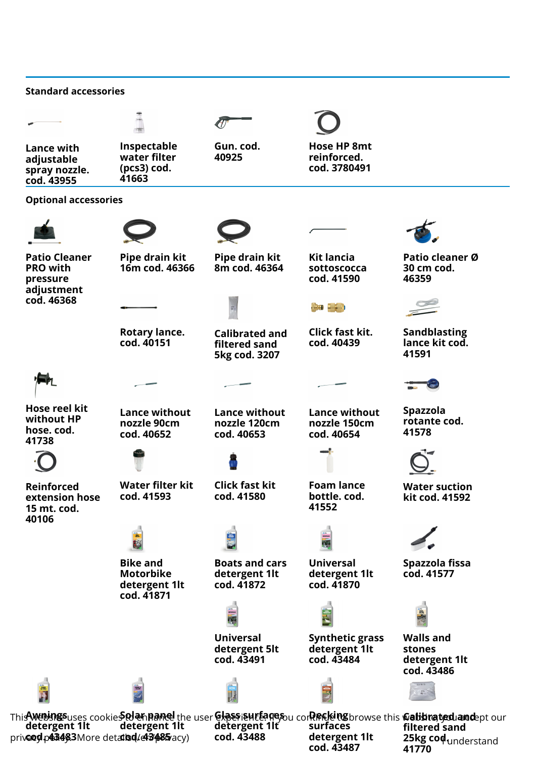## Standard accessories

- Lance with adjustable spray nozzle. cod. 43955
- Inspectable water filter (pcs3) cod. 41663
- Gun. cod. 40925
- Hose HP 8mt reinforced. cod. 3780491

## Optional accessories

- Patio Cleaner PRO with pressure adjustment cod. 46368
- Pipe drain kit 16m cod. 46366
- Pipe drain kit 8m cod. 46364
- Kit lancia sottoscocca cod. 41590
- Patio cleaner Ø 30 cm cod. 46359
- Rotary lance. cod. 40151
- Calibrated and filtered sand 5kg cod. 3207
- Click fast kit. cod. 40439
- Sandblasting lance kit cod. 41591
- Hose reel kit without HP hose. cod. 41738
- Lance without nozzle 90cm cod. 40652
- Lance without nozzle 120cm cod. 40653
- Lance without nozzle 150cm cod. 40654
- Spazzola rotante cod. 41578
- Reinforced extension hose 15 mt. cod. 40106
- Water filter kit cod. 41593
- Click fast kit cod. 41580
- Foam lance bottle. cod. 41552
- Water suction kit cod. 41592
- Bike and Motorbike detergent 1lt cod. 41871
- Boats and cars detergent 1lt cod. 41872
- Universal detergent 1lt cod. 41870
- Spazzola fissa cod. 41577
- Universal detergent 5lt cod. 43491
- Synthetic grass detergent 1lt cod. 43484
- Walls and stones detergent 1lt cod. 43486
- Awnings detergent 1lt cod. 43483
- Solar panel detergent 1lt cod. 43485
- Glass surfaces detergent 1lt cod. 43488
- Decking surfaces detergent 1lt cod. 43487
- Calibrated and filtered sand 25kg cod. 41770

This website uses cookies to enhance the user experience. If you continue to browse this website, you accept our privacy policy. More details (en/privacy)

I understand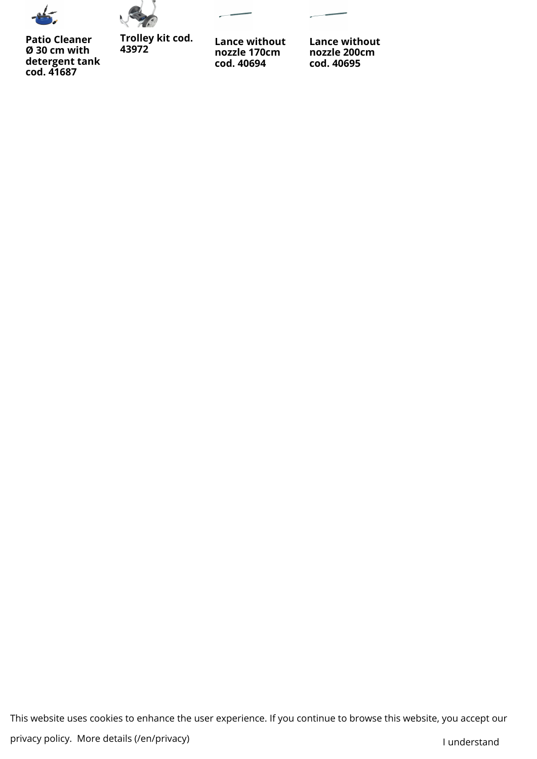**Patio Cleaner Ø 30 cm with detergent tank cod. 41687**

**Trolley kit cod. 43972**

**Lance without nozzle 170cm cod. 40694**

**Lance without nozzle 200cm cod. 40695**

This website uses cookies to enhance the user experience. If you continue to browse this website, you accept our privacy policy. More details (/en/privacy)

I understand